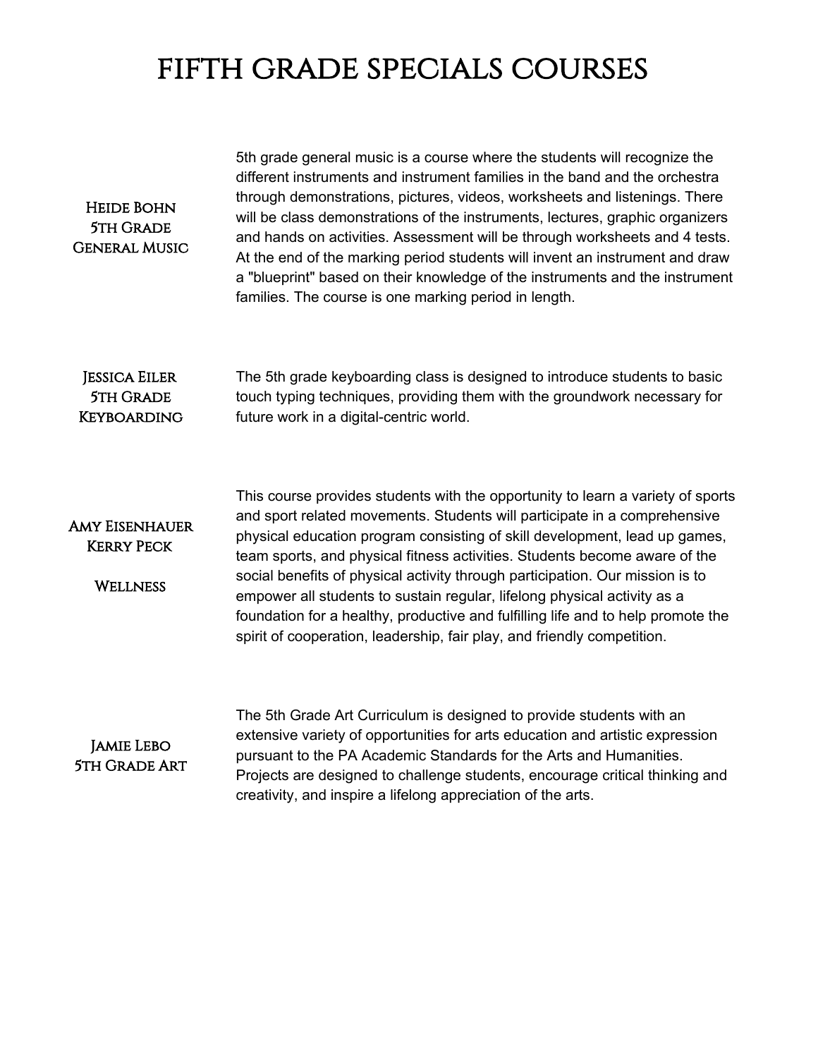# FIFTH GRADE SPECIALS COURSES

**Heide Bohn**
**5th Grade**
**General Music**

5th grade general music is a course where the students will recognize the different instruments and instrument families in the band and the orchestra through demonstrations, pictures, videos, worksheets and listenings. There will be class demonstrations of the instruments, lectures, graphic organizers and hands on activities. Assessment will be through worksheets and 4 tests. At the end of the marking period students will invent an instrument and draw a "blueprint" based on their knowledge of the instruments and the instrument families. The course is one marking period in length.

**Jessica Eiler**
**5th Grade**
**Keyboarding**

The 5th grade keyboarding class is designed to introduce students to basic touch typing techniques, providing them with the groundwork necessary for future work in a digital-centric world.

**Amy Eisenhauer**
**Kerry Peck**

**Wellness**

This course provides students with the opportunity to learn a variety of sports and sport related movements. Students will participate in a comprehensive physical education program consisting of skill development, lead up games, team sports, and physical fitness activities. Students become aware of the social benefits of physical activity through participation. Our mission is to empower all students to sustain regular, lifelong physical activity as a foundation for a healthy, productive and fulfilling life and to help promote the spirit of cooperation, leadership, fair play, and friendly competition.

**Jamie Lebo**
**5th Grade Art**

The 5th Grade Art Curriculum is designed to provide students with an extensive variety of opportunities for arts education and artistic expression pursuant to the PA Academic Standards for the Arts and Humanities. Projects are designed to challenge students, encourage critical thinking and creativity, and inspire a lifelong appreciation of the arts.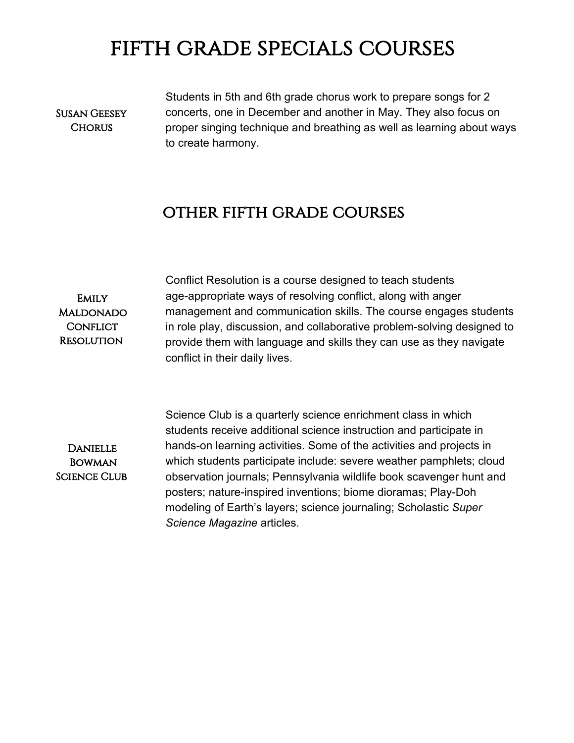# FIFTH GRADE SPECIALS COURSES

**Susan Geesey**
**Chorus**

Students in 5th and 6th grade chorus work to prepare songs for 2 concerts, one in December and another in May. They also focus on proper singing technique and breathing as well as learning about ways to create harmony.

## OTHER FIFTH GRADE COURSES

**Emily Maldonado**
**Conflict Resolution**

Conflict Resolution is a course designed to teach students age-appropriate ways of resolving conflict, along with anger management and communication skills. The course engages students in role play, discussion, and collaborative problem-solving designed to provide them with language and skills they can use as they navigate conflict in their daily lives.

**Danielle Bowman**
**Science Club**

Science Club is a quarterly science enrichment class in which students receive additional science instruction and participate in hands-on learning activities. Some of the activities and projects in which students participate include: severe weather pamphlets; cloud observation journals; Pennsylvania wildlife book scavenger hunt and posters; nature-inspired inventions; biome dioramas; Play-Doh modeling of Earth's layers; science journaling; Scholastic *Super Science Magazine* articles.